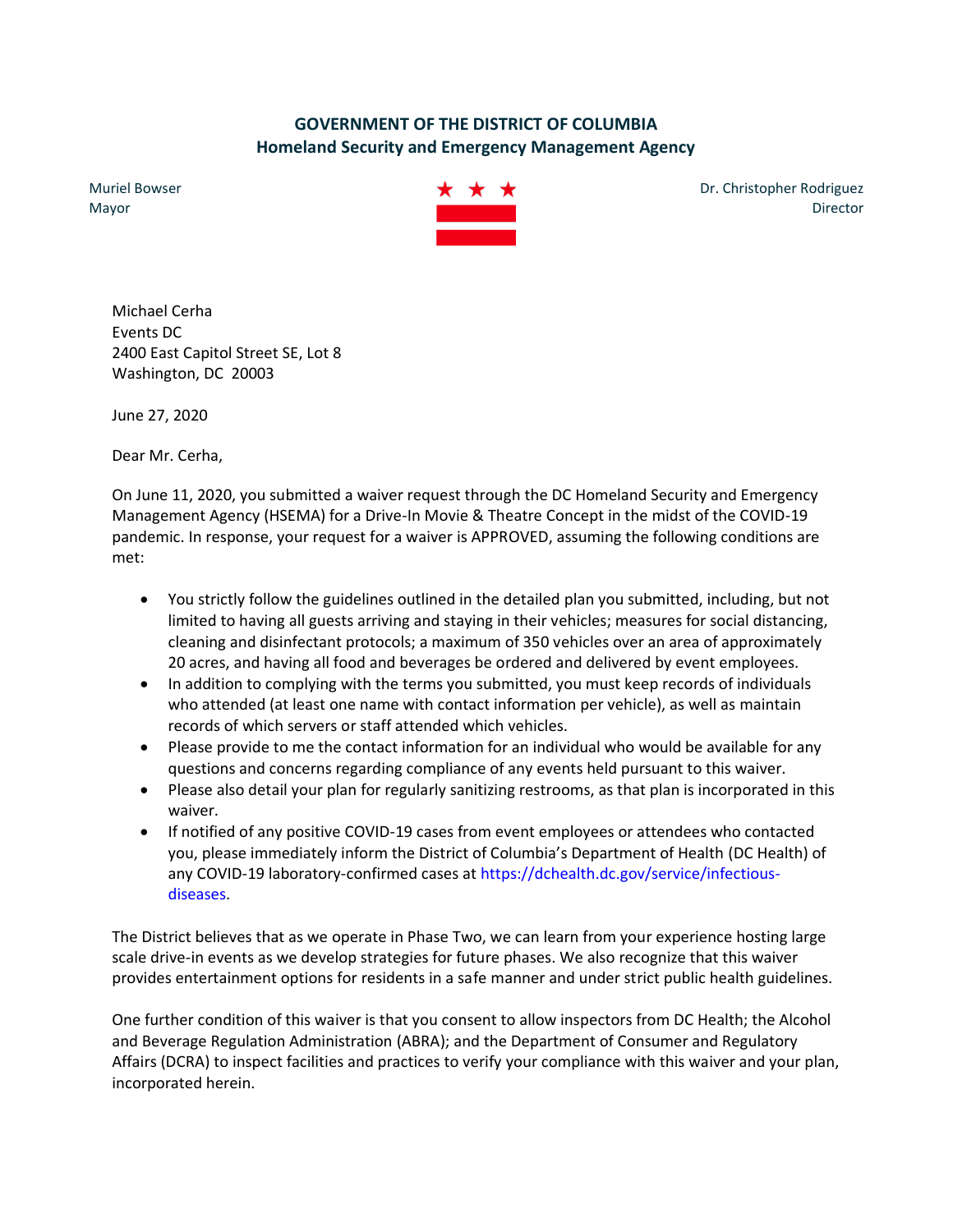## GOVERNMENT OF THE DISTRICT OF COLUMBIA
## Homeland Security and Emergency Management Agency

Muriel Bowser
Mayor

Dr. Christopher Rodriguez
Director

Michael Cerha
Events DC
2400 East Capitol Street SE, Lot 8
Washington, DC 20003

June 27, 2020

Dear Mr. Cerha,

On June 11, 2020, you submitted a waiver request through the DC Homeland Security and Emergency Management Agency (HSEMA) for a Drive-In Movie & Theatre Concept in the midst of the COVID-19 pandemic. In response, your request for a waiver is APPROVED, assuming the following conditions are met:

- You strictly follow the guidelines outlined in the detailed plan you submitted, including, but not limited to having all guests arriving and staying in their vehicles; measures for social distancing, cleaning and disinfectant protocols; a maximum of 350 vehicles over an area of approximately 20 acres, and having all food and beverages be ordered and delivered by event employees.
- In addition to complying with the terms you submitted, you must keep records of individuals who attended (at least one name with contact information per vehicle), as well as maintain records of which servers or staff attended which vehicles.
- Please provide to me the contact information for an individual who would be available for any questions and concerns regarding compliance of any events held pursuant to this waiver.
- Please also detail your plan for regularly sanitizing restrooms, as that plan is incorporated in this waiver.
- If notified of any positive COVID-19 cases from event employees or attendees who contacted you, please immediately inform the District of Columbia's Department of Health (DC Health) of any COVID-19 laboratory-confirmed cases at https://dchealth.dc.gov/service/infectious-diseases.

The District believes that as we operate in Phase Two, we can learn from your experience hosting large scale drive-in events as we develop strategies for future phases. We also recognize that this waiver provides entertainment options for residents in a safe manner and under strict public health guidelines.

One further condition of this waiver is that you consent to allow inspectors from DC Health; the Alcohol and Beverage Regulation Administration (ABRA); and the Department of Consumer and Regulatory Affairs (DCRA) to inspect facilities and practices to verify your compliance with this waiver and your plan, incorporated herein.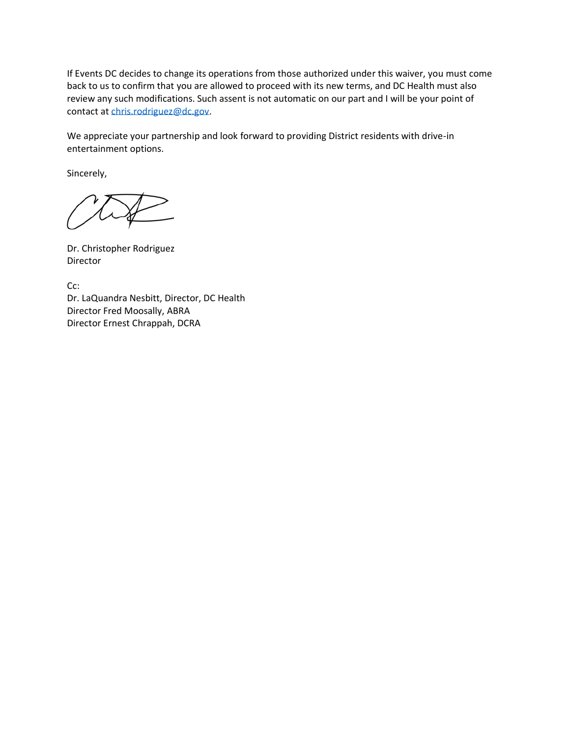If Events DC decides to change its operations from those authorized under this waiver, you must come back to us to confirm that you are allowed to proceed with its new terms, and DC Health must also review any such modifications. Such assent is not automatic on our part and I will be your point of contact at chris.rodriguez@dc.gov.

We appreciate your partnership and look forward to providing District residents with drive-in entertainment options.

Sincerely,

Dr. Christopher Rodriguez
Director

Cc:
Dr. LaQuandra Nesbitt, Director, DC Health
Director Fred Moosally, ABRA
Director Ernest Chrappah, DCRA